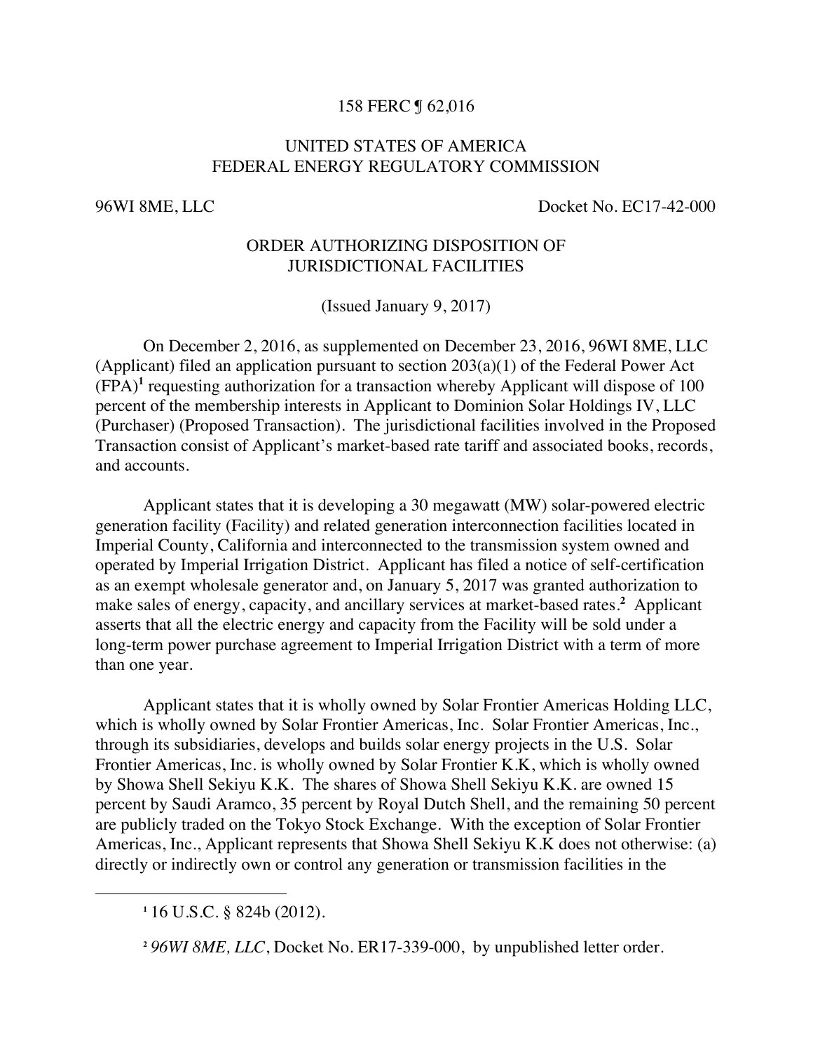158 FERC ¶ 62,016

UNITED STATES OF AMERICA
FEDERAL ENERGY REGULATORY COMMISSION

96WI 8ME, LLC Docket No. EC17-42-000

ORDER AUTHORIZING DISPOSITION OF
JURISDICTIONAL FACILITIES

(Issued January 9, 2017)

On December 2, 2016, as supplemented on December 23, 2016, 96WI 8ME, LLC (Applicant) filed an application pursuant to section 203(a)(1) of the Federal Power Act (FPA)[1] requesting authorization for a transaction whereby Applicant will dispose of 100 percent of the membership interests in Applicant to Dominion Solar Holdings IV, LLC (Purchaser) (Proposed Transaction). The jurisdictional facilities involved in the Proposed Transaction consist of Applicant's market-based rate tariff and associated books, records, and accounts.

Applicant states that it is developing a 30 megawatt (MW) solar-powered electric generation facility (Facility) and related generation interconnection facilities located in Imperial County, California and interconnected to the transmission system owned and operated by Imperial Irrigation District. Applicant has filed a notice of self-certification as an exempt wholesale generator and, on January 5, 2017 was granted authorization to make sales of energy, capacity, and ancillary services at market-based rates.[2] Applicant asserts that all the electric energy and capacity from the Facility will be sold under a long-term power purchase agreement to Imperial Irrigation District with a term of more than one year.

Applicant states that it is wholly owned by Solar Frontier Americas Holding LLC, which is wholly owned by Solar Frontier Americas, Inc. Solar Frontier Americas, Inc., through its subsidiaries, develops and builds solar energy projects in the U.S. Solar Frontier Americas, Inc. is wholly owned by Solar Frontier K.K, which is wholly owned by Showa Shell Sekiyu K.K. The shares of Showa Shell Sekiyu K.K. are owned 15 percent by Saudi Aramco, 35 percent by Royal Dutch Shell, and the remaining 50 percent are publicly traded on the Tokyo Stock Exchange. With the exception of Solar Frontier Americas, Inc., Applicant represents that Showa Shell Sekiyu K.K does not otherwise: (a) directly or indirectly own or control any generation or transmission facilities in the

---

[1] 16 U.S.C. § 824b (2012).

[2] *96WI 8ME, LLC*, Docket No. ER17-339-000, by unpublished letter order.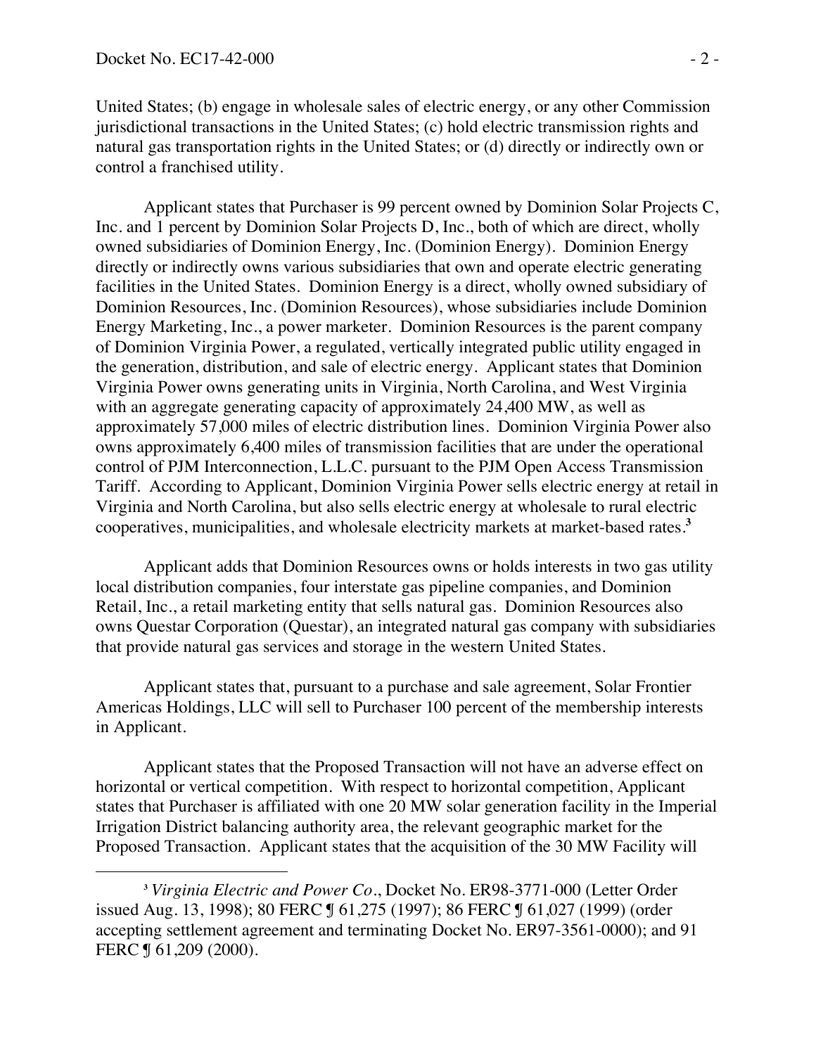United States; (b) engage in wholesale sales of electric energy, or any other Commission jurisdictional transactions in the United States; (c) hold electric transmission rights and natural gas transportation rights in the United States; or (d) directly or indirectly own or control a franchised utility.

Applicant states that Purchaser is 99 percent owned by Dominion Solar Projects C, Inc. and 1 percent by Dominion Solar Projects D, Inc., both of which are direct, wholly owned subsidiaries of Dominion Energy, Inc. (Dominion Energy). Dominion Energy directly or indirectly owns various subsidiaries that own and operate electric generating facilities in the United States. Dominion Energy is a direct, wholly owned subsidiary of Dominion Resources, Inc. (Dominion Resources), whose subsidiaries include Dominion Energy Marketing, Inc., a power marketer. Dominion Resources is the parent company of Dominion Virginia Power, a regulated, vertically integrated public utility engaged in the generation, distribution, and sale of electric energy. Applicant states that Dominion Virginia Power owns generating units in Virginia, North Carolina, and West Virginia with an aggregate generating capacity of approximately 24,400 MW, as well as approximately 57,000 miles of electric distribution lines. Dominion Virginia Power also owns approximately 6,400 miles of transmission facilities that are under the operational control of PJM Interconnection, L.L.C. pursuant to the PJM Open Access Transmission Tariff. According to Applicant, Dominion Virginia Power sells electric energy at retail in Virginia and North Carolina, but also sells electric energy at wholesale to rural electric cooperatives, municipalities, and wholesale electricity markets at market-based rates.[3]

Applicant adds that Dominion Resources owns or holds interests in two gas utility local distribution companies, four interstate gas pipeline companies, and Dominion Retail, Inc., a retail marketing entity that sells natural gas. Dominion Resources also owns Questar Corporation (Questar), an integrated natural gas company with subsidiaries that provide natural gas services and storage in the western United States.

Applicant states that, pursuant to a purchase and sale agreement, Solar Frontier Americas Holdings, LLC will sell to Purchaser 100 percent of the membership interests in Applicant.

Applicant states that the Proposed Transaction will not have an adverse effect on horizontal or vertical competition. With respect to horizontal competition, Applicant states that Purchaser is affiliated with one 20 MW solar generation facility in the Imperial Irrigation District balancing authority area, the relevant geographic market for the Proposed Transaction. Applicant states that the acquisition of the 30 MW Facility will

---

[3] *Virginia Electric and Power Co*., Docket No. ER98-3771-000 (Letter Order issued Aug. 13, 1998); 80 FERC ¶ 61,275 (1997); 86 FERC ¶ 61,027 (1999) (order accepting settlement agreement and terminating Docket No. ER97-3561-0000); and 91 FERC ¶ 61,209 (2000).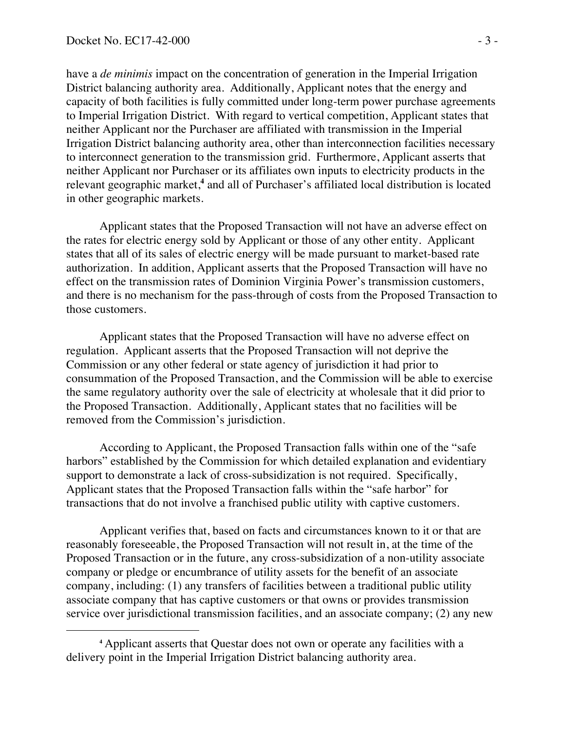have a *de minimis* impact on the concentration of generation in the Imperial Irrigation District balancing authority area. Additionally, Applicant notes that the energy and capacity of both facilities is fully committed under long-term power purchase agreements to Imperial Irrigation District. With regard to vertical competition, Applicant states that neither Applicant nor the Purchaser are affiliated with transmission in the Imperial Irrigation District balancing authority area, other than interconnection facilities necessary to interconnect generation to the transmission grid. Furthermore, Applicant asserts that neither Applicant nor Purchaser or its affiliates own inputs to electricity products in the relevant geographic market,[4] and all of Purchaser's affiliated local distribution is located in other geographic markets.

Applicant states that the Proposed Transaction will not have an adverse effect on the rates for electric energy sold by Applicant or those of any other entity. Applicant states that all of its sales of electric energy will be made pursuant to market-based rate authorization. In addition, Applicant asserts that the Proposed Transaction will have no effect on the transmission rates of Dominion Virginia Power's transmission customers, and there is no mechanism for the pass-through of costs from the Proposed Transaction to those customers.

Applicant states that the Proposed Transaction will have no adverse effect on regulation. Applicant asserts that the Proposed Transaction will not deprive the Commission or any other federal or state agency of jurisdiction it had prior to consummation of the Proposed Transaction, and the Commission will be able to exercise the same regulatory authority over the sale of electricity at wholesale that it did prior to the Proposed Transaction. Additionally, Applicant states that no facilities will be removed from the Commission's jurisdiction.

According to Applicant, the Proposed Transaction falls within one of the "safe harbors" established by the Commission for which detailed explanation and evidentiary support to demonstrate a lack of cross-subsidization is not required. Specifically, Applicant states that the Proposed Transaction falls within the "safe harbor" for transactions that do not involve a franchised public utility with captive customers.

Applicant verifies that, based on facts and circumstances known to it or that are reasonably foreseeable, the Proposed Transaction will not result in, at the time of the Proposed Transaction or in the future, any cross-subsidization of a non-utility associate company or pledge or encumbrance of utility assets for the benefit of an associate company, including: (1) any transfers of facilities between a traditional public utility associate company that has captive customers or that owns or provides transmission service over jurisdictional transmission facilities, and an associate company; (2) any new

[4] Applicant asserts that Questar does not own or operate any facilities with a delivery point in the Imperial Irrigation District balancing authority area.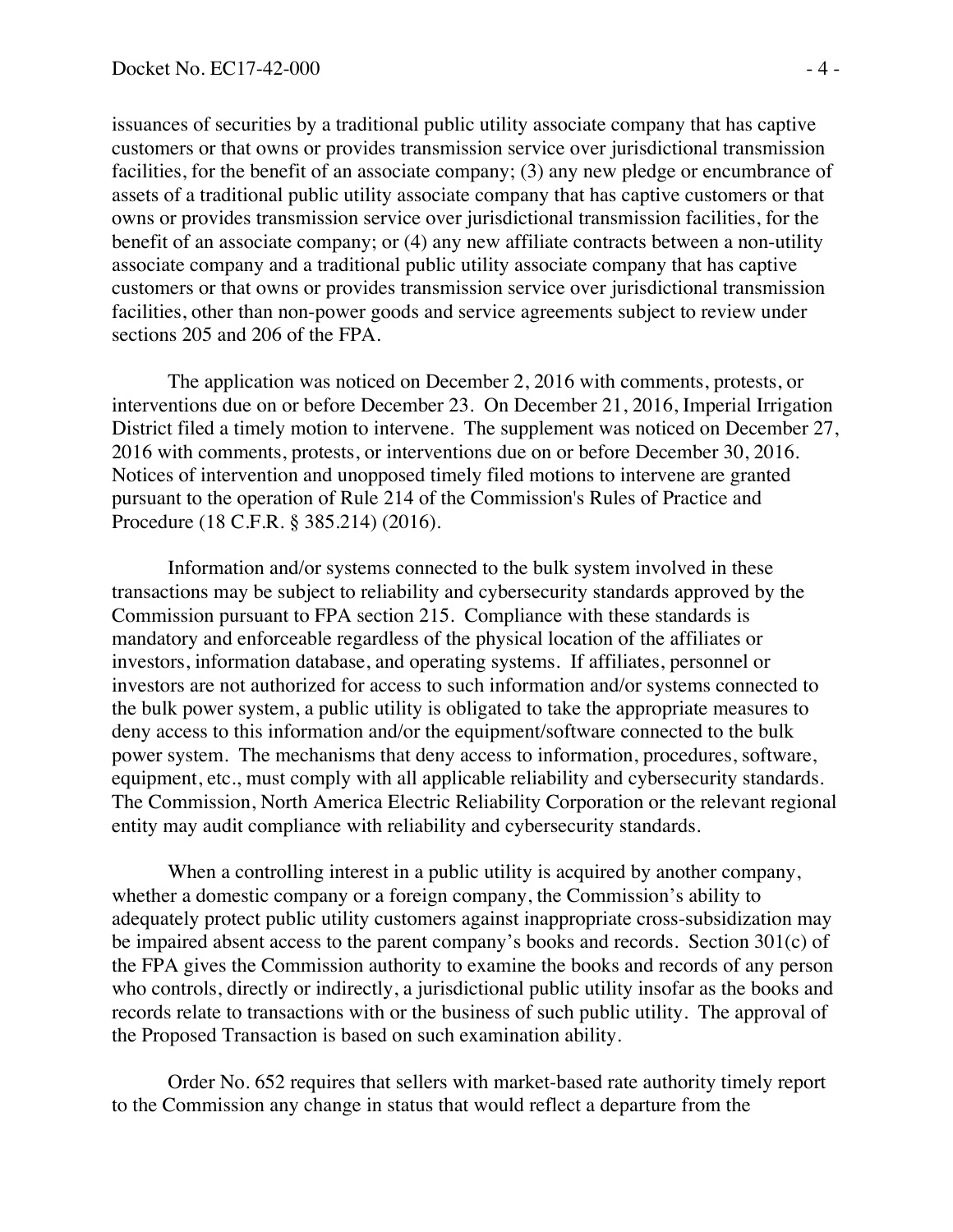issuances of securities by a traditional public utility associate company that has captive customers or that owns or provides transmission service over jurisdictional transmission facilities, for the benefit of an associate company; (3) any new pledge or encumbrance of assets of a traditional public utility associate company that has captive customers or that owns or provides transmission service over jurisdictional transmission facilities, for the benefit of an associate company; or (4) any new affiliate contracts between a non-utility associate company and a traditional public utility associate company that has captive customers or that owns or provides transmission service over jurisdictional transmission facilities, other than non-power goods and service agreements subject to review under sections 205 and 206 of the FPA.

The application was noticed on December 2, 2016 with comments, protests, or interventions due on or before December 23. On December 21, 2016, Imperial Irrigation District filed a timely motion to intervene. The supplement was noticed on December 27, 2016 with comments, protests, or interventions due on or before December 30, 2016. Notices of intervention and unopposed timely filed motions to intervene are granted pursuant to the operation of Rule 214 of the Commission's Rules of Practice and Procedure (18 C.F.R. § 385.214) (2016).

Information and/or systems connected to the bulk system involved in these transactions may be subject to reliability and cybersecurity standards approved by the Commission pursuant to FPA section 215. Compliance with these standards is mandatory and enforceable regardless of the physical location of the affiliates or investors, information database, and operating systems. If affiliates, personnel or investors are not authorized for access to such information and/or systems connected to the bulk power system, a public utility is obligated to take the appropriate measures to deny access to this information and/or the equipment/software connected to the bulk power system. The mechanisms that deny access to information, procedures, software, equipment, etc., must comply with all applicable reliability and cybersecurity standards. The Commission, North America Electric Reliability Corporation or the relevant regional entity may audit compliance with reliability and cybersecurity standards.

When a controlling interest in a public utility is acquired by another company, whether a domestic company or a foreign company, the Commission's ability to adequately protect public utility customers against inappropriate cross-subsidization may be impaired absent access to the parent company's books and records. Section 301(c) of the FPA gives the Commission authority to examine the books and records of any person who controls, directly or indirectly, a jurisdictional public utility insofar as the books and records relate to transactions with or the business of such public utility. The approval of the Proposed Transaction is based on such examination ability.

Order No. 652 requires that sellers with market-based rate authority timely report to the Commission any change in status that would reflect a departure from the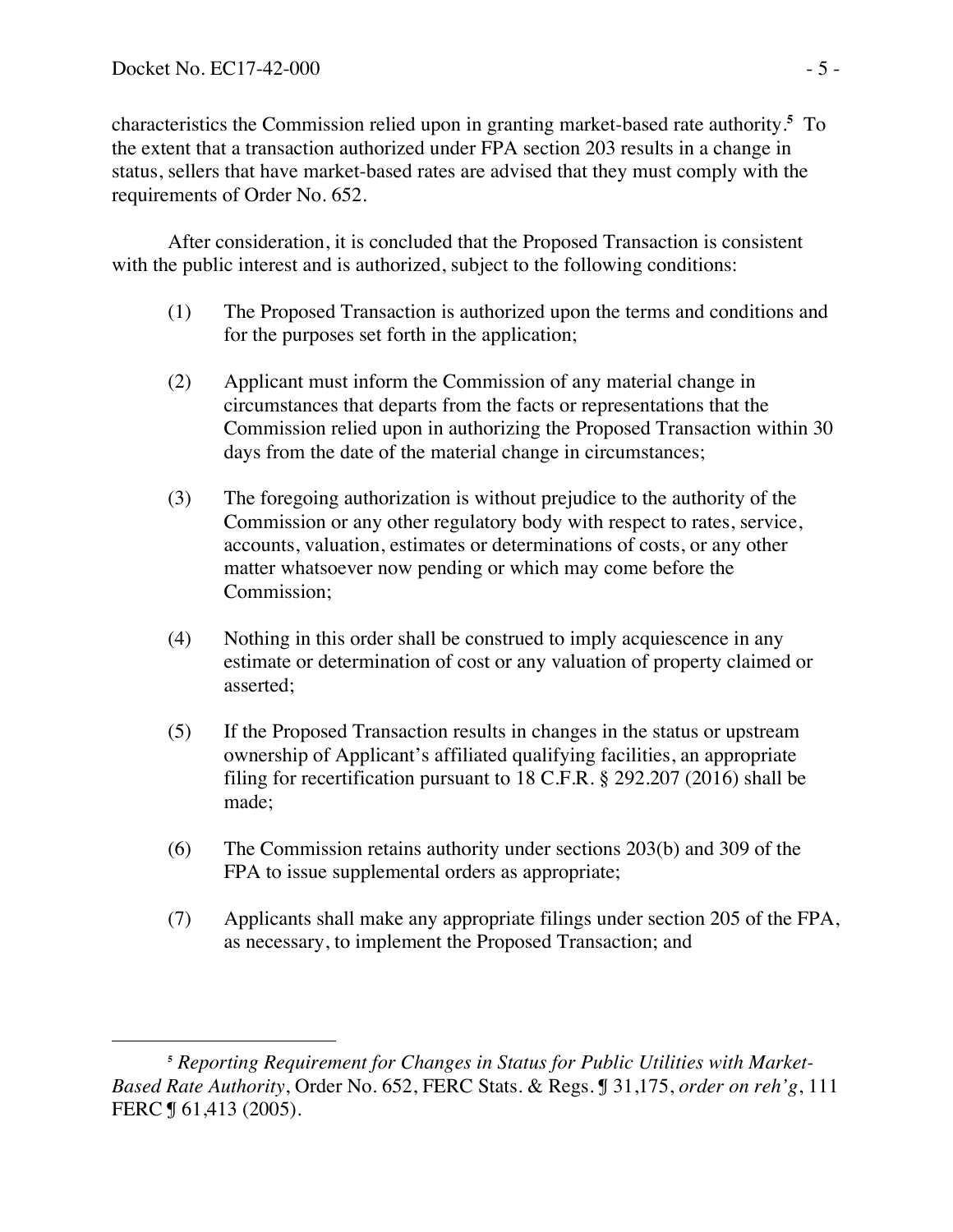characteristics the Commission relied upon in granting market-based rate authority.[5] To the extent that a transaction authorized under FPA section 203 results in a change in status, sellers that have market-based rates are advised that they must comply with the requirements of Order No. 652.

After consideration, it is concluded that the Proposed Transaction is consistent with the public interest and is authorized, subject to the following conditions:

(1) The Proposed Transaction is authorized upon the terms and conditions and for the purposes set forth in the application;

(2) Applicant must inform the Commission of any material change in circumstances that departs from the facts or representations that the Commission relied upon in authorizing the Proposed Transaction within 30 days from the date of the material change in circumstances;

(3) The foregoing authorization is without prejudice to the authority of the Commission or any other regulatory body with respect to rates, service, accounts, valuation, estimates or determinations of costs, or any other matter whatsoever now pending or which may come before the Commission;

(4) Nothing in this order shall be construed to imply acquiescence in any estimate or determination of cost or any valuation of property claimed or asserted;

(5) If the Proposed Transaction results in changes in the status or upstream ownership of Applicant's affiliated qualifying facilities, an appropriate filing for recertification pursuant to 18 C.F.R. § 292.207 (2016) shall be made;

(6) The Commission retains authority under sections 203(b) and 309 of the FPA to issue supplemental orders as appropriate;

(7) Applicants shall make any appropriate filings under section 205 of the FPA, as necessary, to implement the Proposed Transaction; and

---

[5] *Reporting Requirement for Changes in Status for Public Utilities with Market-Based Rate Authority*, Order No. 652, FERC Stats. & Regs. ¶ 31,175, *order on reh'g*, 111 FERC ¶ 61,413 (2005).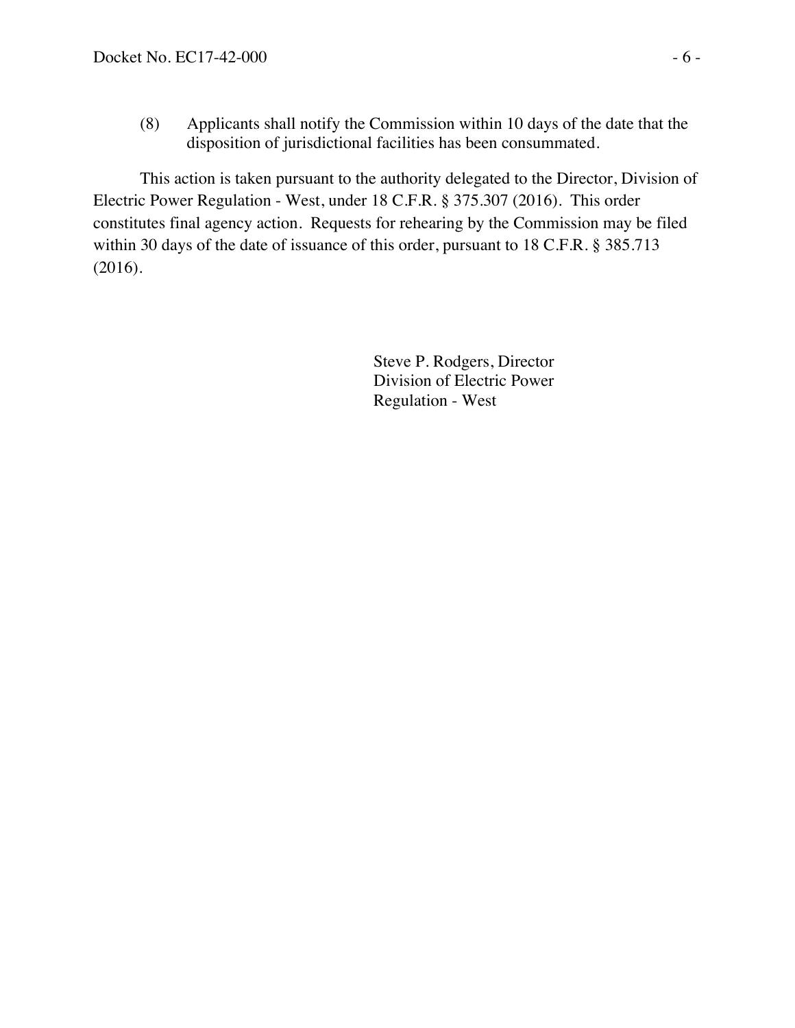(8) Applicants shall notify the Commission within 10 days of the date that the disposition of jurisdictional facilities has been consummated.

This action is taken pursuant to the authority delegated to the Director, Division of Electric Power Regulation - West, under 18 C.F.R. § 375.307 (2016). This order constitutes final agency action. Requests for rehearing by the Commission may be filed within 30 days of the date of issuance of this order, pursuant to 18 C.F.R. § 385.713 (2016).

Steve P. Rodgers, Director
Division of Electric Power
Regulation - West